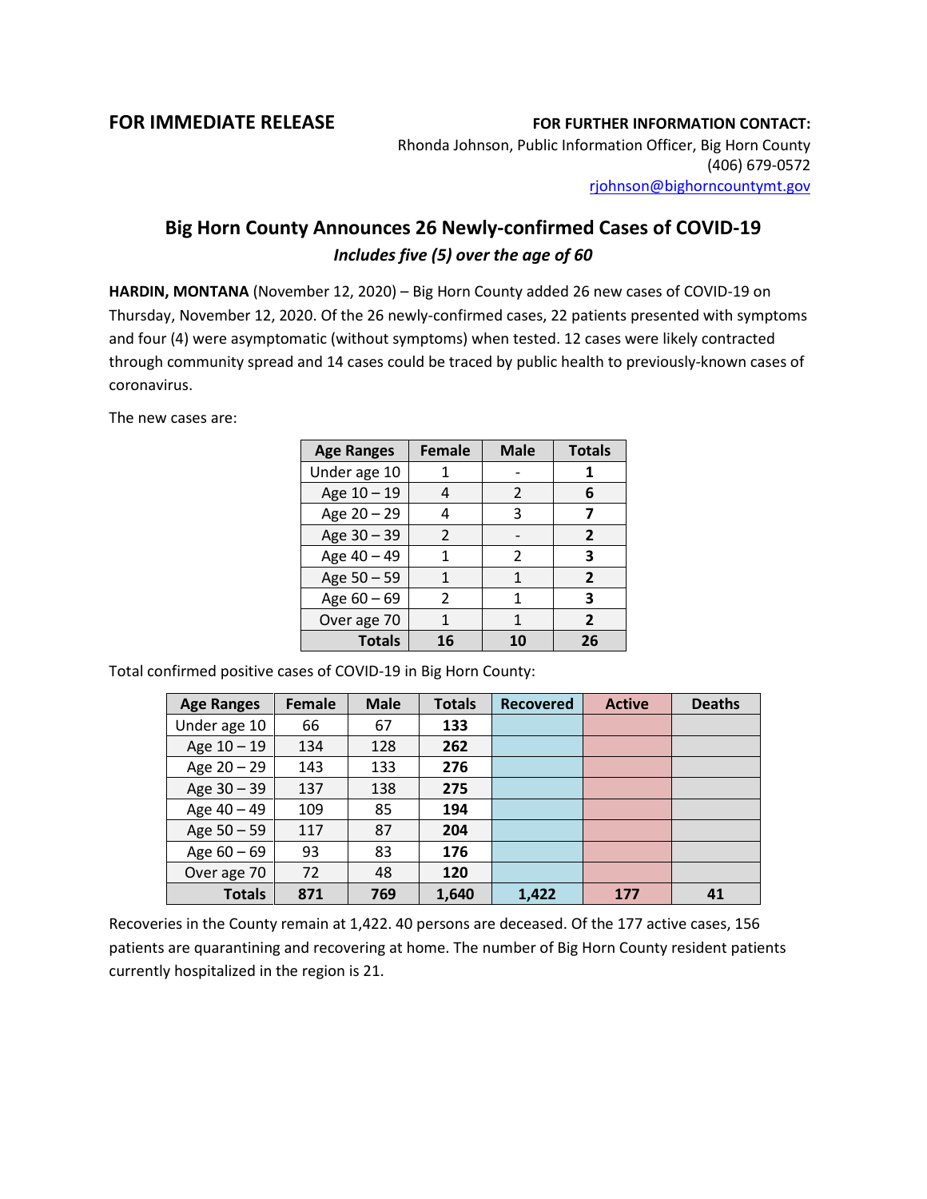**FOR IMMEDIATE RELEASE**

**FOR FURTHER INFORMATION CONTACT:**
Rhonda Johnson, Public Information Officer, Big Horn County
(406) 679-0572
rjohnson@bighorncountymt.gov

# Big Horn County Announces 26 Newly-confirmed Cases of COVID-19

***Includes five (5) over the age of 60***

**HARDIN, MONTANA** (November 12, 2020) – Big Horn County added 26 new cases of COVID-19 on Thursday, November 12, 2020. Of the 26 newly-confirmed cases, 22 patients presented with symptoms and four (4) were asymptomatic (without symptoms) when tested. 12 cases were likely contracted through community spread and 14 cases could be traced by public health to previously-known cases of coronavirus.

The new cases are:

| Age Ranges | Female | Male | Totals |
|---|---|---|---|
| Under age 10 | 1 | - | **1** |
| Age 10 – 19 | 4 | 2 | **6** |
| Age 20 – 29 | 4 | 3 | **7** |
| Age 30 – 39 | 2 | - | **2** |
| Age 40 – 49 | 1 | 2 | **3** |
| Age 50 – 59 | 1 | 1 | **2** |
| Age 60 – 69 | 2 | 1 | **3** |
| Over age 70 | 1 | 1 | **2** |
| **Totals** | **16** | **10** | **26** |

Total confirmed positive cases of COVID-19 in Big Horn County:

| Age Ranges | Female | Male | Totals | Recovered | Active | Deaths |
|---|---|---|---|---|---|---|
| Under age 10 | 66 | 67 | **133** | | | |
| Age 10 – 19 | 134 | 128 | **262** | | | |
| Age 20 – 29 | 143 | 133 | **276** | | | |
| Age 30 – 39 | 137 | 138 | **275** | | | |
| Age 40 – 49 | 109 | 85 | **194** | | | |
| Age 50 – 59 | 117 | 87 | **204** | | | |
| Age 60 – 69 | 93 | 83 | **176** | | | |
| Over age 70 | 72 | 48 | **120** | | | |
| **Totals** | **871** | **769** | **1,640** | **1,422** | **177** | **41** |

Recoveries in the County remain at 1,422. 40 persons are deceased. Of the 177 active cases, 156 patients are quarantining and recovering at home. The number of Big Horn County resident patients currently hospitalized in the region is 21.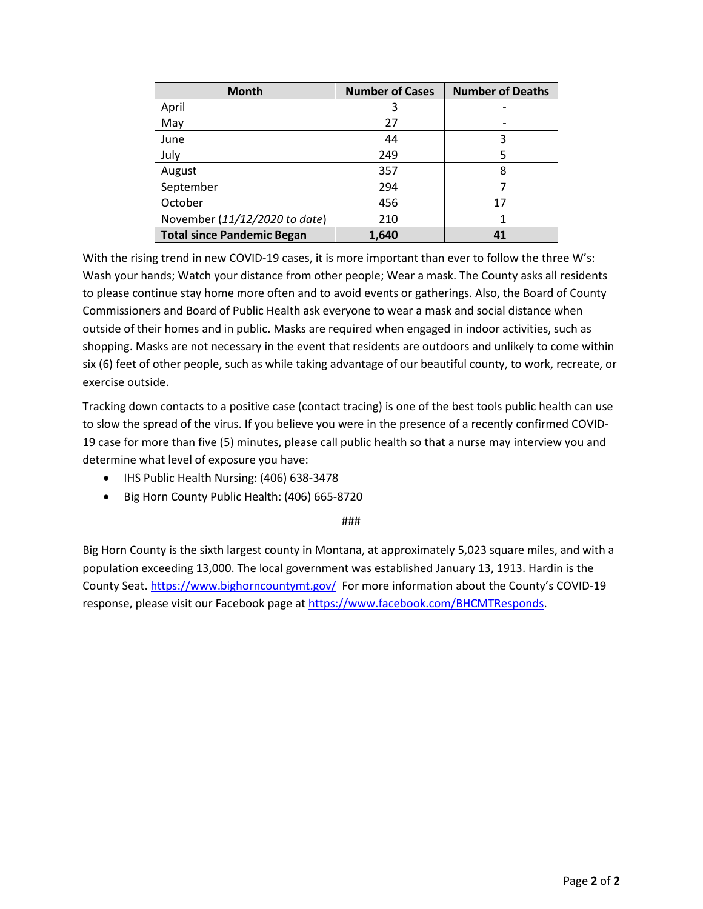| Month | Number of Cases | Number of Deaths |
| --- | --- | --- |
| April | 3 | - |
| May | 27 | - |
| June | 44 | 3 |
| July | 249 | 5 |
| August | 357 | 8 |
| September | 294 | 7 |
| October | 456 | 17 |
| November (*11/12/2020 to date*) | 210 | 1 |
| **Total since Pandemic Began** | **1,640** | **41** |

With the rising trend in new COVID-19 cases, it is more important than ever to follow the three W's: Wash your hands; Watch your distance from other people; Wear a mask. The County asks all residents to please continue stay home more often and to avoid events or gatherings. Also, the Board of County Commissioners and Board of Public Health ask everyone to wear a mask and social distance when outside of their homes and in public. Masks are required when engaged in indoor activities, such as shopping. Masks are not necessary in the event that residents are outdoors and unlikely to come within six (6) feet of other people, such as while taking advantage of our beautiful county, to work, recreate, or exercise outside.

Tracking down contacts to a positive case (contact tracing) is one of the best tools public health can use to slow the spread of the virus. If you believe you were in the presence of a recently confirmed COVID-19 case for more than five (5) minutes, please call public health so that a nurse may interview you and determine what level of exposure you have:

- IHS Public Health Nursing: (406) 638-3478
- Big Horn County Public Health: (406) 665-8720

###

Big Horn County is the sixth largest county in Montana, at approximately 5,023 square miles, and with a population exceeding 13,000. The local government was established January 13, 1913. Hardin is the County Seat. https://www.bighorncountymt.gov/ For more information about the County's COVID-19 response, please visit our Facebook page at https://www.facebook.com/BHCMTResponds.